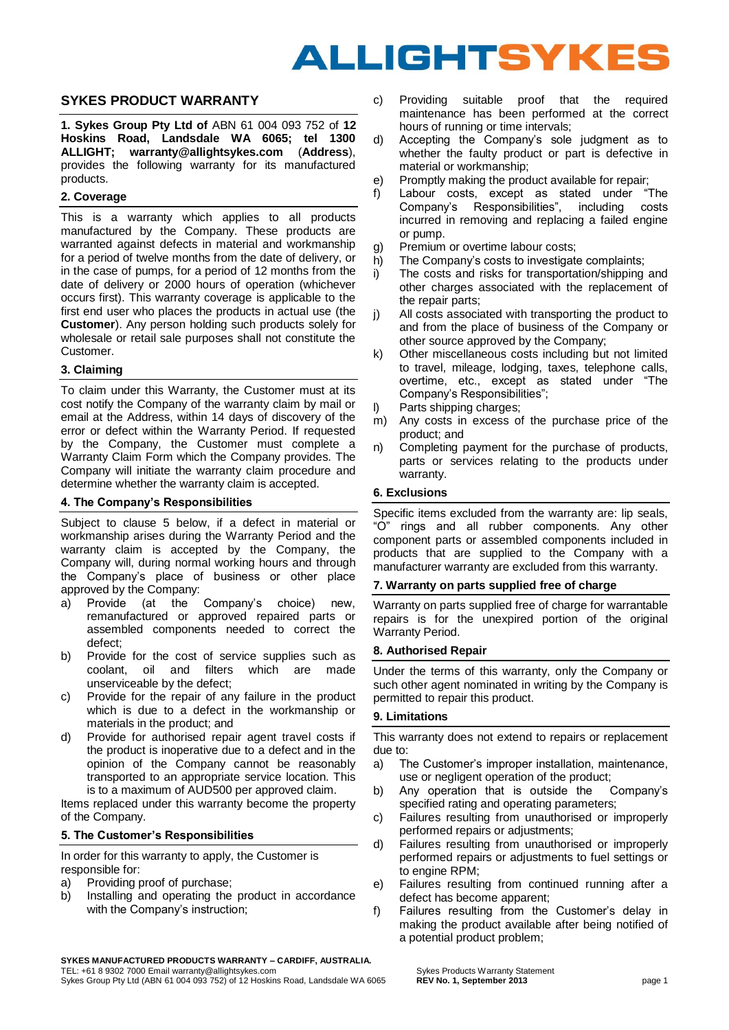ALLIGHTSYKES

## SYKES PRODUCT WARRANTY

**1. Sykes Group Pty Ltd of** ABN 61 004 093 752 of **12 Hoskins Road, Landsdale WA 6065; tel 1300 ALLIGHT; warranty@allightsykes.com** (**Address**), provides the following warranty for its manufactured products.

### 2. Coverage

This is a warranty which applies to all products manufactured by the Company. These products are warranted against defects in material and workmanship for a period of twelve months from the date of delivery, or in the case of pumps, for a period of 12 months from the date of delivery or 2000 hours of operation (whichever occurs first). This warranty coverage is applicable to the first end user who places the products in actual use (the **Customer**). Any person holding such products solely for wholesale or retail sale purposes shall not constitute the Customer.

### 3. Claiming

To claim under this Warranty, the Customer must at its cost notify the Company of the warranty claim by mail or email at the Address, within 14 days of discovery of the error or defect within the Warranty Period. If requested by the Company, the Customer must complete a Warranty Claim Form which the Company provides. The Company will initiate the warranty claim procedure and determine whether the warranty claim is accepted.

### 4. The Company's Responsibilities

Subject to clause 5 below, if a defect in material or workmanship arises during the Warranty Period and the warranty claim is accepted by the Company, the Company will, during normal working hours and through the Company's place of business or other place approved by the Company:

a) Provide (at the Company's choice) new, remanufactured or approved repaired parts or assembled components needed to correct the defect;
b) Provide for the cost of service supplies such as coolant, oil and filters which are made unserviceable by the defect;
c) Provide for the repair of any failure in the product which is due to a defect in the workmanship or materials in the product; and
d) Provide for authorised repair agent travel costs if the product is inoperative due to a defect and in the opinion of the Company cannot be reasonably transported to an appropriate service location. This is to a maximum of AUD500 per approved claim.

Items replaced under this warranty become the property of the Company.

### 5. The Customer's Responsibilities

In order for this warranty to apply, the Customer is responsible for:

a) Providing proof of purchase;
b) Installing and operating the product in accordance with the Company's instruction;
c) Providing suitable proof that the required maintenance has been performed at the correct hours of running or time intervals;
d) Accepting the Company's sole judgment as to whether the faulty product or part is defective in material or workmanship;
e) Promptly making the product available for repair;
f) Labour costs, except as stated under "The Company's Responsibilities", including costs incurred in removing and replacing a failed engine or pump.
g) Premium or overtime labour costs;
h) The Company's costs to investigate complaints;
i) The costs and risks for transportation/shipping and other charges associated with the replacement of the repair parts;
j) All costs associated with transporting the product to and from the place of business of the Company or other source approved by the Company;
k) Other miscellaneous costs including but not limited to travel, mileage, lodging, taxes, telephone calls, overtime, etc., except as stated under "The Company's Responsibilities";
l) Parts shipping charges;
m) Any costs in excess of the purchase price of the product; and
n) Completing payment for the purchase of products, parts or services relating to the products under warranty.

### 6. Exclusions

Specific items excluded from the warranty are: lip seals, "O" rings and all rubber components. Any other component parts or assembled components included in products that are supplied to the Company with a manufacturer warranty are excluded from this warranty.

### 7. Warranty on parts supplied free of charge

Warranty on parts supplied free of charge for warrantable repairs is for the unexpired portion of the original Warranty Period.

### 8. Authorised Repair

Under the terms of this warranty, only the Company or such other agent nominated in writing by the Company is permitted to repair this product.

### 9. Limitations

This warranty does not extend to repairs or replacement due to:

a) The Customer's improper installation, maintenance, use or negligent operation of the product;
b) Any operation that is outside the Company's specified rating and operating parameters;
c) Failures resulting from unauthorised or improperly performed repairs or adjustments;
d) Failures resulting from unauthorised or improperly performed repairs or adjustments to fuel settings or to engine RPM;
e) Failures resulting from continued running after a defect has become apparent;
f) Failures resulting from the Customer's delay in making the product available after being notified of a potential product problem;

**SYKES MANUFACTURED PRODUCTS WARRANTY – CARDIFF, AUSTRALIA.**
TEL: +61 8 9302 7000 Email warranty@allightsykes.com
Sykes Group Pty Ltd (ABN 61 004 093 752) of 12 Hoskins Road, Landsdale WA 6065

Sykes Products Warranty Statement
**REV No. 1, September 2013**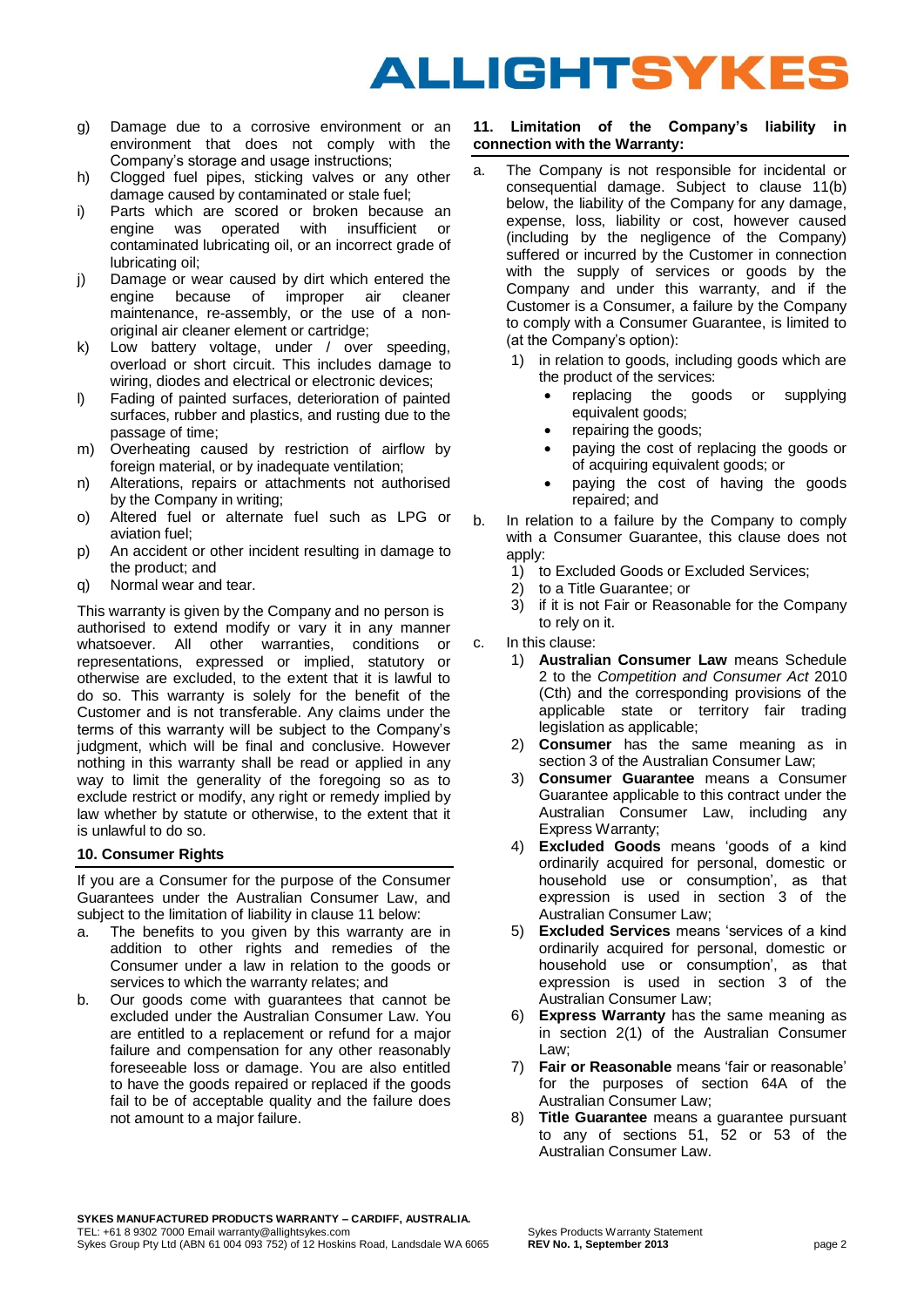g) Damage due to a corrosive environment or an environment that does not comply with the Company's storage and usage instructions;

h) Clogged fuel pipes, sticking valves or any other damage caused by contaminated or stale fuel;

i) Parts which are scored or broken because an engine was operated with insufficient or contaminated lubricating oil, or an incorrect grade of lubricating oil;

j) Damage or wear caused by dirt which entered the engine because of improper air cleaner maintenance, re-assembly, or the use of a non-original air cleaner element or cartridge;

k) Low battery voltage, under / over speeding, overload or short circuit. This includes damage to wiring, diodes and electrical or electronic devices;

l) Fading of painted surfaces, deterioration of painted surfaces, rubber and plastics, and rusting due to the passage of time;

m) Overheating caused by restriction of airflow by foreign material, or by inadequate ventilation;

n) Alterations, repairs or attachments not authorised by the Company in writing;

o) Altered fuel or alternate fuel such as LPG or aviation fuel;

p) An accident or other incident resulting in damage to the product; and

q) Normal wear and tear.

This warranty is given by the Company and no person is authorised to extend modify or vary it in any manner whatsoever. All other warranties, conditions or representations, expressed or implied, statutory or otherwise are excluded, to the extent that it is lawful to do so. This warranty is solely for the benefit of the Customer and is not transferable. Any claims under the terms of this warranty will be subject to the Company's judgment, which will be final and conclusive. However nothing in this warranty shall be read or applied in any way to limit the generality of the foregoing so as to exclude restrict or modify, any right or remedy implied by law whether by statute or otherwise, to the extent that it is unlawful to do so.

## 10. Consumer Rights

If you are a Consumer for the purpose of the Consumer Guarantees under the Australian Consumer Law, and subject to the limitation of liability in clause 11 below:

a. The benefits to you given by this warranty are in addition to other rights and remedies of the Consumer under a law in relation to the goods or services to which the warranty relates; and

b. Our goods come with guarantees that cannot be excluded under the Australian Consumer Law. You are entitled to a replacement or refund for a major failure and compensation for any other reasonably foreseeable loss or damage. You are also entitled to have the goods repaired or replaced if the goods fail to be of acceptable quality and the failure does not amount to a major failure.

## 11. Limitation of the Company's liability in connection with the Warranty:

a. The Company is not responsible for incidental or consequential damage. Subject to clause 11(b) below, the liability of the Company for any damage, expense, loss, liability or cost, however caused (including by the negligence of the Company) suffered or incurred by the Customer in connection with the supply of services or goods by the Company and under this warranty, and if the Customer is a Consumer, a failure by the Company to comply with a Consumer Guarantee, is limited to (at the Company's option):
   1) in relation to goods, including goods which are the product of the services:
      - replacing the goods or supplying equivalent goods;
      - repairing the goods;
      - paying the cost of replacing the goods or of acquiring equivalent goods; or
      - paying the cost of having the goods repaired; and

b. In relation to a failure by the Company to comply with a Consumer Guarantee, this clause does not apply:
   1) to Excluded Goods or Excluded Services;
   2) to a Title Guarantee; or
   3) if it is not Fair or Reasonable for the Company to rely on it.

c. In this clause:
   1) **Australian Consumer Law** means Schedule 2 to the *Competition and Consumer Act* 2010 (Cth) and the corresponding provisions of the applicable state or territory fair trading legislation as applicable;
   2) **Consumer** has the same meaning as in section 3 of the Australian Consumer Law;
   3) **Consumer Guarantee** means a Consumer Guarantee applicable to this contract under the Australian Consumer Law, including any Express Warranty;
   4) **Excluded Goods** means 'goods of a kind ordinarily acquired for personal, domestic or household use or consumption', as that expression is used in section 3 of the Australian Consumer Law;
   5) **Excluded Services** means 'services of a kind ordinarily acquired for personal, domestic or household use or consumption', as that expression is used in section 3 of the Australian Consumer Law;
   6) **Express Warranty** has the same meaning as in section 2(1) of the Australian Consumer Law;
   7) **Fair or Reasonable** means 'fair or reasonable' for the purposes of section 64A of the Australian Consumer Law;
   8) **Title Guarantee** means a guarantee pursuant to any of sections 51, 52 or 53 of the Australian Consumer Law.